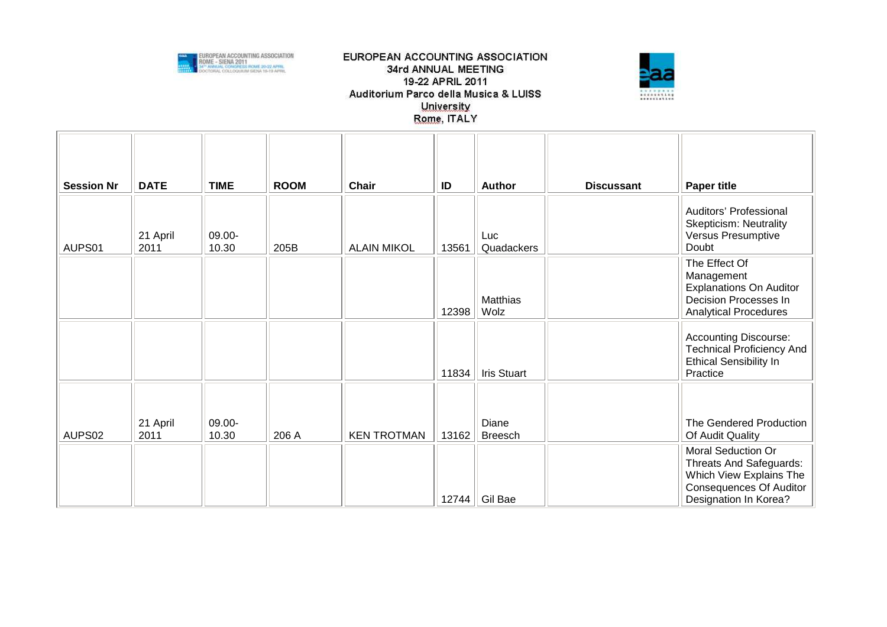# EUROPEAN ACCOUNTING ASSOCIATION
## 34rd ANNUAL MEETING
### 19-22 APRIL 2011
### Auditorium Parco della Musica & LUISS University
### Rome, ITALY

| Session Nr | DATE | TIME | ROOM | Chair | ID | Author | Discussant | Paper title |
|---|---|---|---|---|---|---|---|---|
| AUPS01 | 21 April 2011 | 09.00-10.30 | 205B | ALAIN MIKOL | 13561 | Luc Quadackers | | Auditors' Professional Skepticism: Neutrality Versus Presumptive Doubt |
| | | | | | 12398 | Matthias Wolz | | The Effect Of Management Explanations On Auditor Decision Processes In Analytical Procedures |
| | | | | | 11834 | Iris Stuart | | Accounting Discourse: Technical Proficiency And Ethical Sensibility In Practice |
| AUPS02 | 21 April 2011 | 09.00-10.30 | 206 A | KEN TROTMAN | 13162 | Diane Breesch | | The Gendered Production Of Audit Quality |
| | | | | | 12744 | Gil Bae | | Moral Seduction Or Threats And Safeguards: Which View Explains The Consequences Of Auditor Designation In Korea? |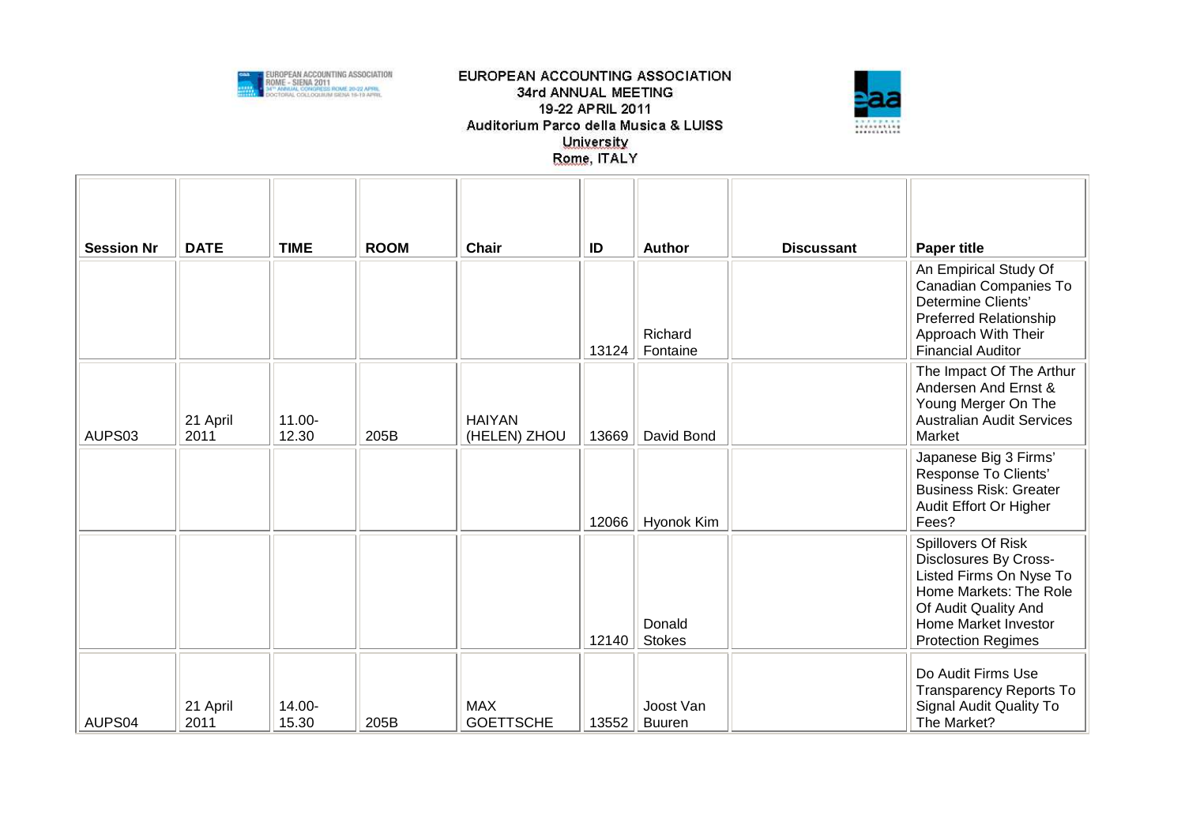EUROPEAN ACCOUNTING ASSOCIATION
34rd ANNUAL MEETING
19-22 APRIL 2011
Auditorium Parco della Musica & LUISS University
Rome, ITALY

| Session Nr | DATE | TIME | ROOM | Chair | ID | Author | Discussant | Paper title |
|---|---|---|---|---|---|---|---|---|
| | | | | | 13124 | Richard Fontaine | | An Empirical Study Of Canadian Companies To Determine Clients' Preferred Relationship Approach With Their Financial Auditor |
| AUPS03 | 21 April 2011 | 11.00-12.30 | 205B | HAIYAN (HELEN) ZHOU | 13669 | David Bond | | The Impact Of The Arthur Andersen And Ernst & Young Merger On The Australian Audit Services Market |
| | | | | | 12066 | Hyonok Kim | | Japanese Big 3 Firms' Response To Clients' Business Risk: Greater Audit Effort Or Higher Fees? |
| | | | | | 12140 | Donald Stokes | | Spillovers Of Risk Disclosures By Cross-Listed Firms On Nyse To Home Markets: The Role Of Audit Quality And Home Market Investor Protection Regimes |
| AUPS04 | 21 April 2011 | 14.00-15.30 | 205B | MAX GOETTSCHE | 13552 | Joost Van Buuren | | Do Audit Firms Use Transparency Reports To Signal Audit Quality To The Market? |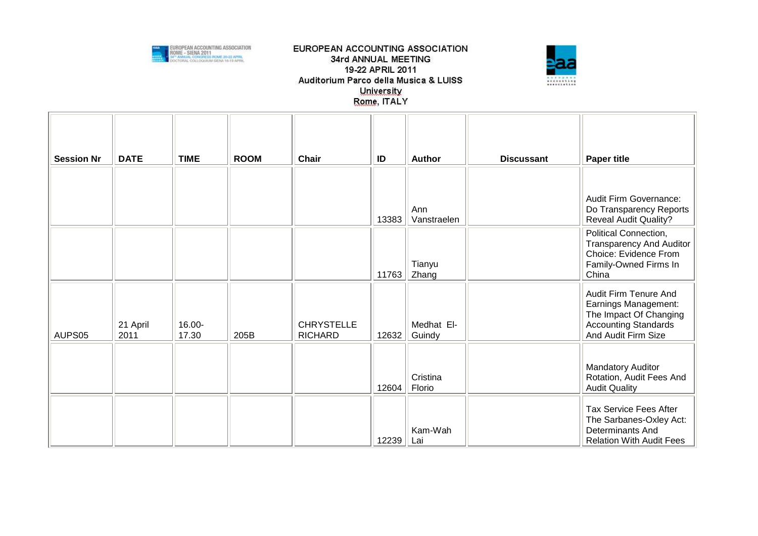EUROPEAN ACCOUNTING ASSOCIATION
34rd ANNUAL MEETING
19-22 APRIL 2011
Auditorium Parco della Musica & LUISS University
Rome, ITALY

| Session Nr | DATE | TIME | ROOM | Chair | ID | Author | Discussant | Paper title |
|---|---|---|---|---|---|---|---|---|
| | | | | | 13383 | Ann Vanstraelen | | Audit Firm Governance: Do Transparency Reports Reveal Audit Quality? |
| | | | | | 11763 | Tianyu Zhang | | Political Connection, Transparency And Auditor Choice: Evidence From Family-Owned Firms In China |
| AUPS05 | 21 April 2011 | 16.00-17.30 | 205B | CHRYSTELLE RICHARD | 12632 | Medhat El-Guindy | | Audit Firm Tenure And Earnings Management: The Impact Of Changing Accounting Standards And Audit Firm Size |
| | | | | | 12604 | Cristina Florio | | Mandatory Auditor Rotation, Audit Fees And Audit Quality |
| | | | | | 12239 | Kam-Wah Lai | | Tax Service Fees After The Sarbanes-Oxley Act: Determinants And Relation With Audit Fees |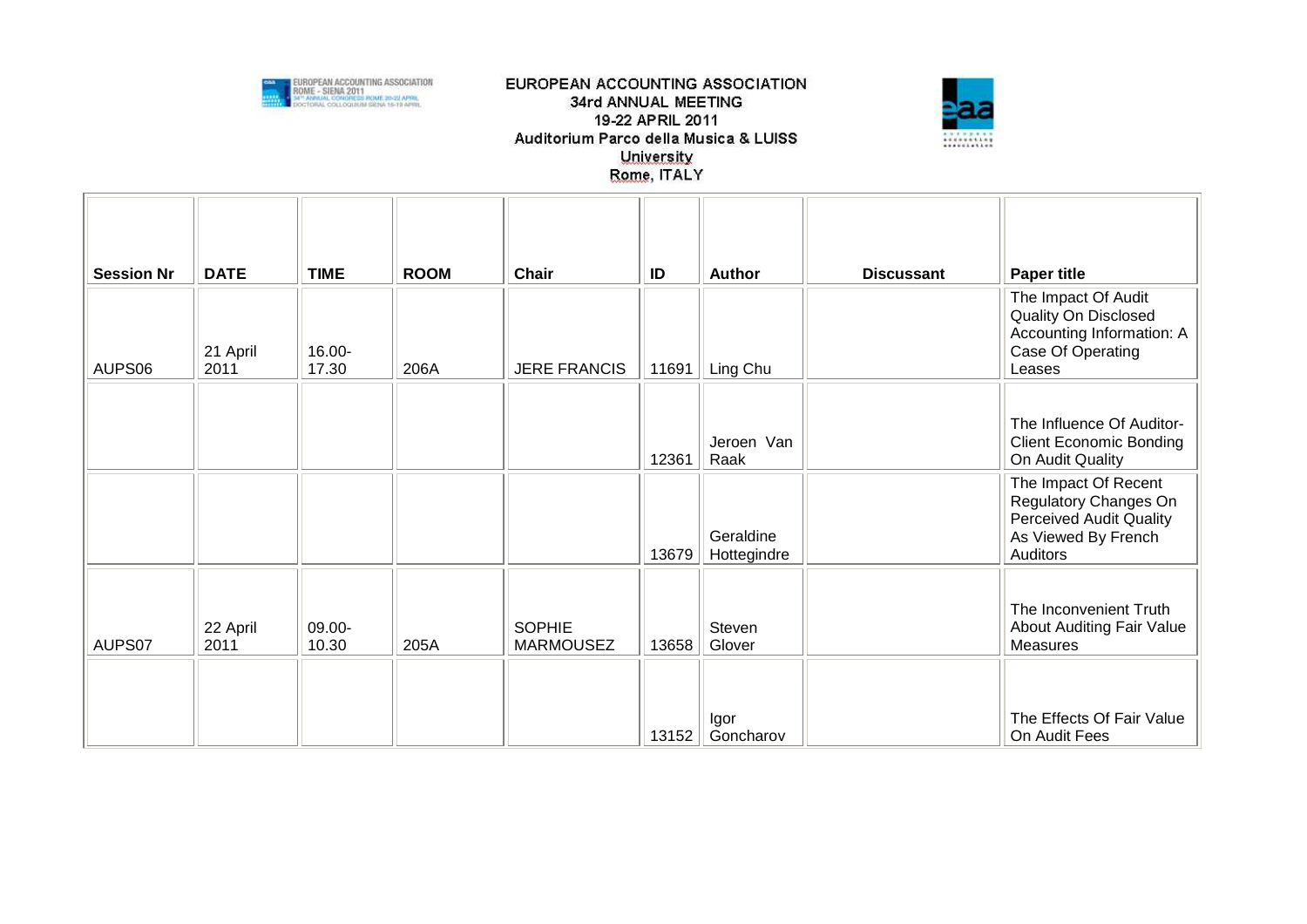EUROPEAN ACCOUNTING ASSOCIATION
34rd ANNUAL MEETING
19-22 APRIL 2011
Auditorium Parco della Musica & LUISS University
Rome, ITALY

| Session Nr | DATE | TIME | ROOM | Chair | ID | Author | Discussant | Paper title |
|---|---|---|---|---|---|---|---|---|
| AUPS06 | 21 April 2011 | 16.00-17.30 | 206A | JERE FRANCIS | 11691 | Ling Chu | | The Impact Of Audit Quality On Disclosed Accounting Information: A Case Of Operating Leases |
| | | | | | 12361 | Jeroen Van Raak | | The Influence Of Auditor-Client Economic Bonding On Audit Quality |
| | | | | | 13679 | Geraldine Hottegindre | | The Impact Of Recent Regulatory Changes On Perceived Audit Quality As Viewed By French Auditors |
| AUPS07 | 22 April 2011 | 09.00-10.30 | 205A | SOPHIE MARMOUSEZ | 13658 | Steven Glover | | The Inconvenient Truth About Auditing Fair Value Measures |
| | | | | | 13152 | Igor Goncharov | | The Effects Of Fair Value On Audit Fees |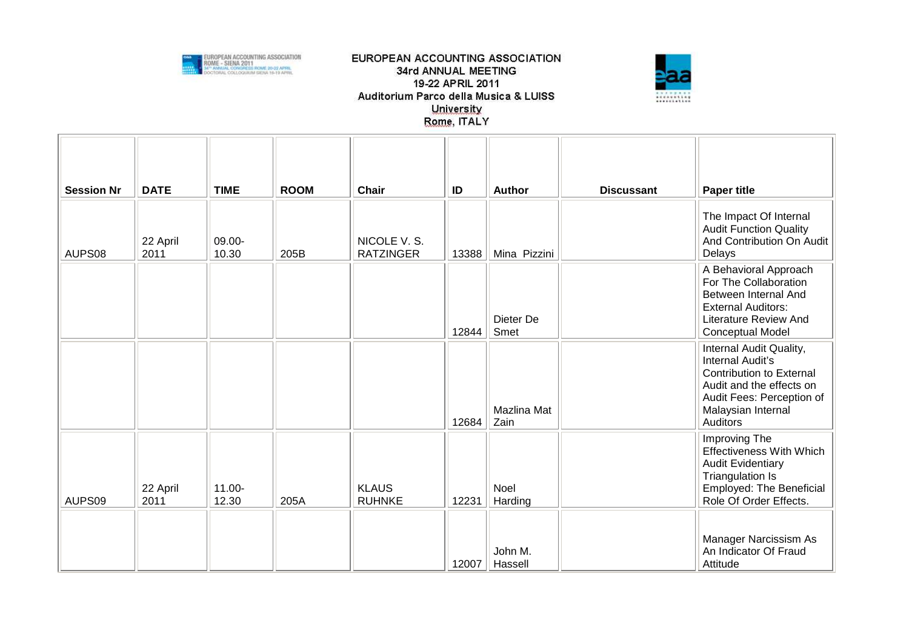EUROPEAN ACCOUNTING ASSOCIATION
34rd ANNUAL MEETING
19-22 APRIL 2011
Auditorium Parco della Musica & LUISS University
Rome, ITALY

| Session Nr | DATE | TIME | ROOM | Chair | ID | Author | Discussant | Paper title |
|---|---|---|---|---|---|---|---|---|
| AUPS08 | 22 April 2011 | 09.00-10.30 | 205B | NICOLE V. S. RATZINGER | 13388 | Mina Pizzini | | The Impact Of Internal Audit Function Quality And Contribution On Audit Delays |
| | | | | | 12844 | Dieter De Smet | | A Behavioral Approach For The Collaboration Between Internal And External Auditors: Literature Review And Conceptual Model |
| | | | | | 12684 | Mazlina Mat Zain | | Internal Audit Quality, Internal Audit's Contribution to External Audit and the effects on Audit Fees: Perception of Malaysian Internal Auditors |
| AUPS09 | 22 April 2011 | 11.00-12.30 | 205A | KLAUS RUHNKE | 12231 | Noel Harding | | Improving The Effectiveness With Which Audit Evidentiary Triangulation Is Employed: The Beneficial Role Of Order Effects. |
| | | | | | 12007 | John M. Hassell | | Manager Narcissism As An Indicator Of Fraud Attitude |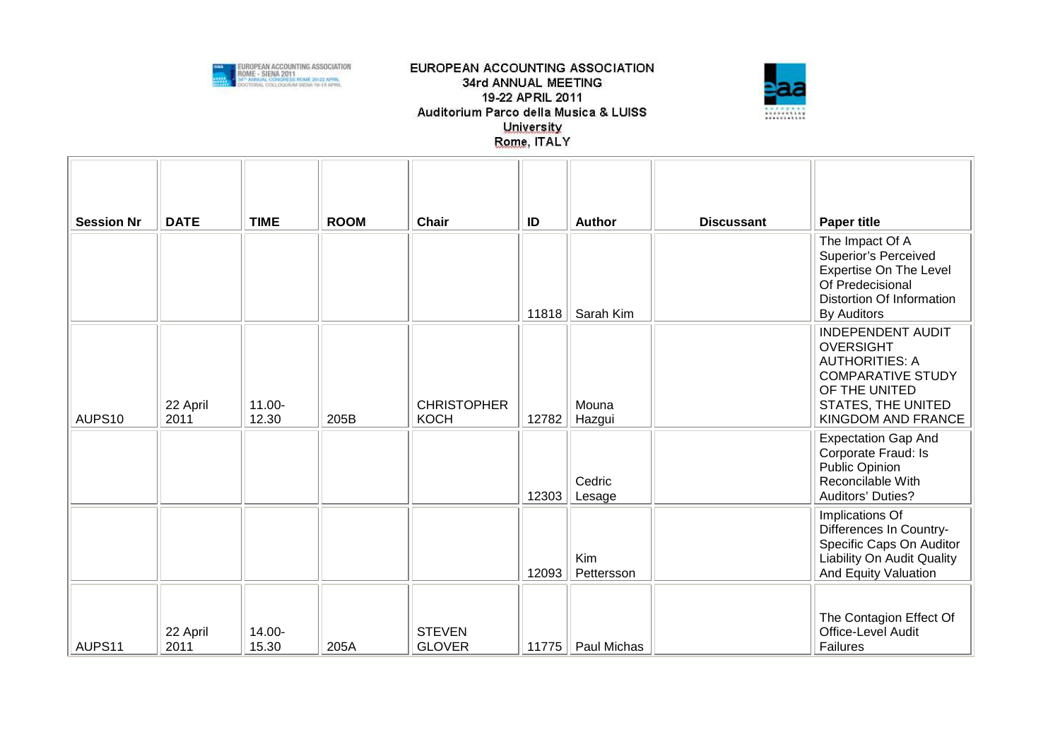EUROPEAN ACCOUNTING ASSOCIATION
34rd ANNUAL MEETING
19-22 APRIL 2011
Auditorium Parco della Musica & LUISS University
Rome, ITALY

| Session Nr | DATE | TIME | ROOM | Chair | ID | Author | Discussant | Paper title |
|---|---|---|---|---|---|---|---|---|
| | | | | | 11818 | Sarah Kim | | The Impact Of A Superior's Perceived Expertise On The Level Of Predecisional Distortion Of Information By Auditors |
| AUPS10 | 22 April 2011 | 11.00-12.30 | 205B | CHRISTOPHER KOCH | 12782 | Mouna Hazgui | | INDEPENDENT AUDIT OVERSIGHT AUTHORITIES: A COMPARATIVE STUDY OF THE UNITED STATES, THE UNITED KINGDOM AND FRANCE |
| | | | | | 12303 | Cedric Lesage | | Expectation Gap And Corporate Fraud: Is Public Opinion Reconcilable With Auditors' Duties? |
| | | | | | 12093 | Kim Pettersson | | Implications Of Differences In Country-Specific Caps On Auditor Liability On Audit Quality And Equity Valuation |
| AUPS11 | 22 April 2011 | 14.00-15.30 | 205A | STEVEN GLOVER | 11775 | Paul Michas | | The Contagion Effect Of Office-Level Audit Failures |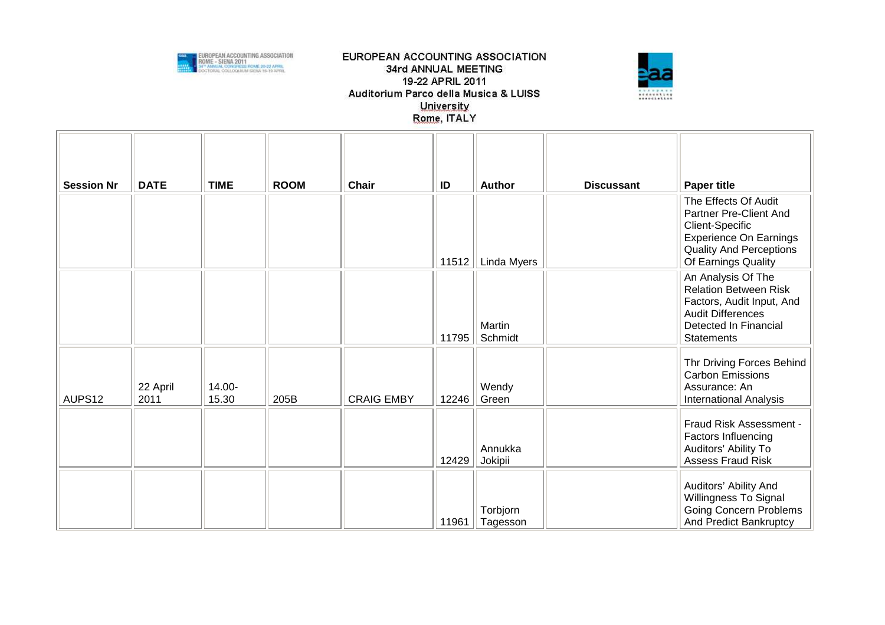| Session Nr | DATE | TIME | ROOM | Chair | ID | Author | Discussant | Paper title |
|---|---|---|---|---|---|---|---|---|
| | | | | | 11512 | Linda Myers | | The Effects Of Audit Partner Pre-Client And Client-Specific Experience On Earnings Quality And Perceptions Of Earnings Quality |
| | | | | | 11795 | Martin Schmidt | | An Analysis Of The Relation Between Risk Factors, Audit Input, And Audit Differences Detected In Financial Statements |
| AUPS12 | 22 April 2011 | 14.00-15.30 | 205B | CRAIG EMBY | 12246 | Wendy Green | | Thr Driving Forces Behind Carbon Emissions Assurance: An International Analysis |
| | | | | | 12429 | Annukka Jokipii | | Fraud Risk Assessment - Factors Influencing Auditors' Ability To Assess Fraud Risk |
| | | | | | 11961 | Torbjorn Tagesson | | Auditors' Ability And Willingness To Signal Going Concern Problems And Predict Bankruptcy |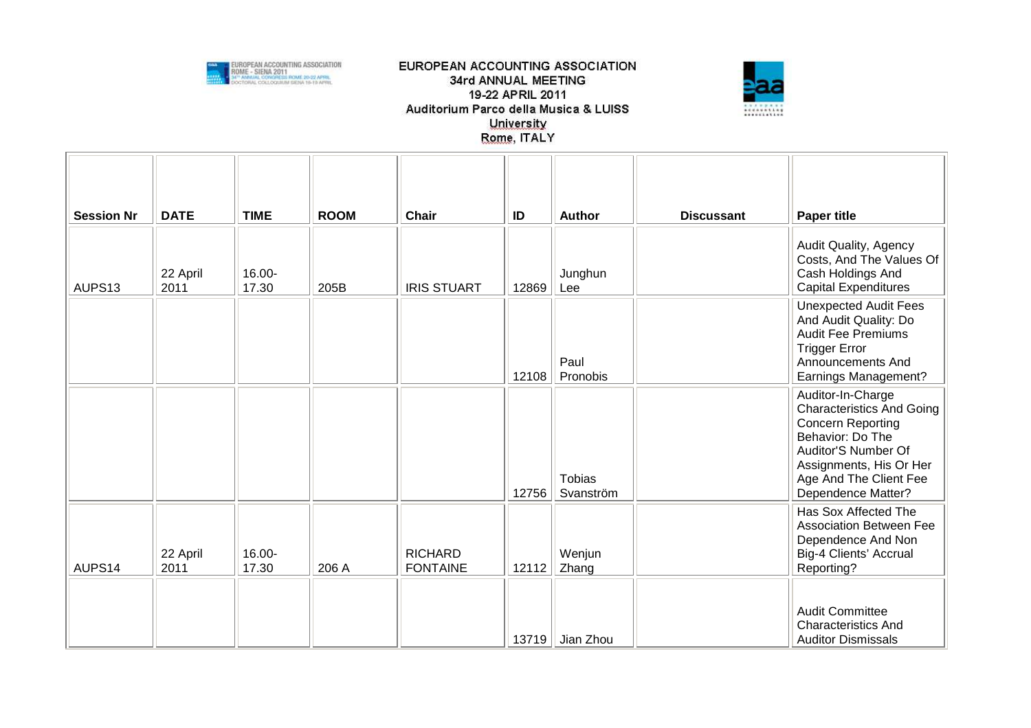EUROPEAN ACCOUNTING ASSOCIATION
34rd ANNUAL MEETING
19-22 APRIL 2011
Auditorium Parco della Musica & LUISS University
Rome, ITALY

| Session Nr | DATE | TIME | ROOM | Chair | ID | Author | Discussant | Paper title |
|---|---|---|---|---|---|---|---|---|
| AUPS13 | 22 April 2011 | 16.00-17.30 | 205B | IRIS STUART | 12869 | Junghun Lee | | Audit Quality, Agency Costs, And The Values Of Cash Holdings And Capital Expenditures |
| | | | | | 12108 | Paul Pronobis | | Unexpected Audit Fees And Audit Quality: Do Audit Fee Premiums Trigger Error Announcements And Earnings Management? |
| | | | | | 12756 | Tobias Svanström | | Auditor-In-Charge Characteristics And Going Concern Reporting Behavior: Do The Auditor'S Number Of Assignments, His Or Her Age And The Client Fee Dependence Matter? |
| AUPS14 | 22 April 2011 | 16.00-17.30 | 206 A | RICHARD FONTAINE | 12112 | Wenjun Zhang | | Has Sox Affected The Association Between Fee Dependence And Non Big-4 Clients' Accrual Reporting? |
| | | | | | 13719 | Jian Zhou | | Audit Committee Characteristics And Auditor Dismissals |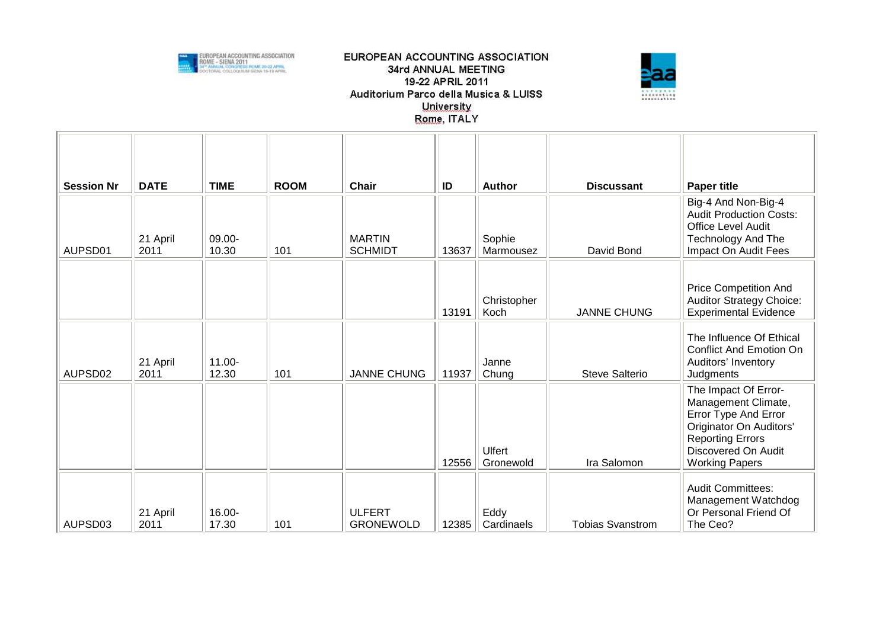EUROPEAN ACCOUNTING ASSOCIATION
34rd ANNUAL MEETING
19-22 APRIL 2011
Auditorium Parco della Musica & LUISS University
Rome, ITALY

| Session Nr | DATE | TIME | ROOM | Chair | ID | Author | Discussant | Paper title |
|---|---|---|---|---|---|---|---|---|
| AUPSD01 | 21 April 2011 | 09.00-10.30 | 101 | MARTIN SCHMIDT | 13637 | Sophie Marmousez | David Bond | Big-4 And Non-Big-4 Audit Production Costs: Office Level Audit Technology And The Impact On Audit Fees |
| | | | | | 13191 | Christopher Koch | JANNE CHUNG | Price Competition And Auditor Strategy Choice: Experimental Evidence |
| AUPSD02 | 21 April 2011 | 11.00-12.30 | 101 | JANNE CHUNG | 11937 | Janne Chung | Steve Salterio | The Influence Of Ethical Conflict And Emotion On Auditors' Inventory Judgments |
| | | | | | 12556 | Ulfert Gronewold | Ira Salomon | The Impact Of Error-Management Climate, Error Type And Error Originator On Auditors' Reporting Errors Discovered On Audit Working Papers |
| AUPSD03 | 21 April 2011 | 16.00-17.30 | 101 | ULFERT GRONEWOLD | 12385 | Eddy Cardinaels | Tobias Svanstrom | Audit Committees: Management Watchdog Or Personal Friend Of The Ceo? |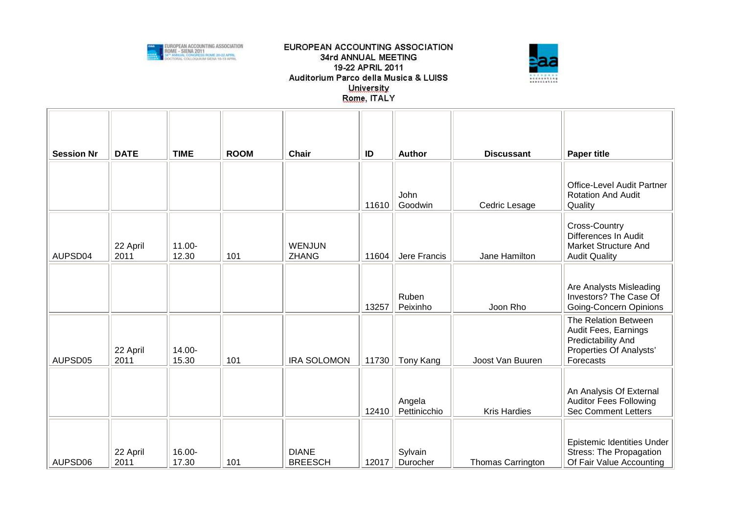# EUROPEAN ACCOUNTING ASSOCIATION
## 34rd ANNUAL MEETING
## 19-22 APRIL 2011
## Auditorium Parco della Musica & LUISS University
## Rome, ITALY

| Session Nr | DATE | TIME | ROOM | Chair | ID | Author | Discussant | Paper title |
|---|---|---|---|---|---|---|---|---|
| | | | | | 11610 | John Goodwin | Cedric Lesage | Office-Level Audit Partner Rotation And Audit Quality |
| AUPSD04 | 22 April 2011 | 11.00-12.30 | 101 | WENJUN ZHANG | 11604 | Jere Francis | Jane Hamilton | Cross-Country Differences In Audit Market Structure And Audit Quality |
| | | | | | 13257 | Ruben Peixinho | Joon Rho | Are Analysts Misleading Investors? The Case Of Going-Concern Opinions |
| AUPSD05 | 22 April 2011 | 14.00-15.30 | 101 | IRA SOLOMON | 11730 | Tony Kang | Joost Van Buuren | The Relation Between Audit Fees, Earnings Predictability And Properties Of Analysts' Forecasts |
| | | | | | 12410 | Angela Pettinicchio | Kris Hardies | An Analysis Of External Auditor Fees Following Sec Comment Letters |
| AUPSD06 | 22 April 2011 | 16.00-17.30 | 101 | DIANE BREESCH | 12017 | Sylvain Durocher | Thomas Carrington | Epistemic Identities Under Stress: The Propagation Of Fair Value Accounting |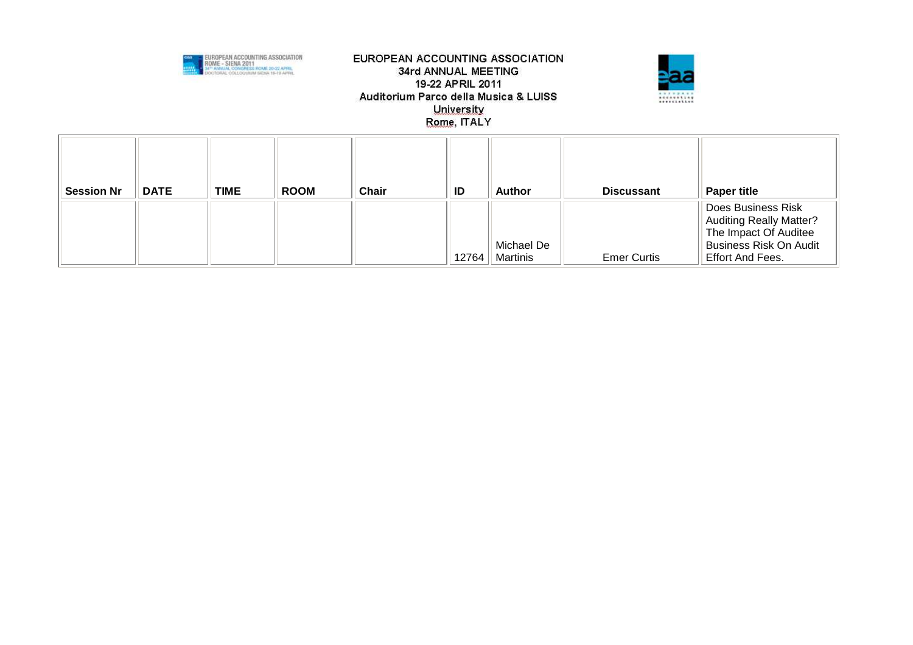EUROPEAN ACCOUNTING ASSOCIATION
34rd ANNUAL MEETING
19-22 APRIL 2011
Auditorium Parco della Musica & LUISS University
Rome, ITALY

| Session Nr | DATE | TIME | ROOM | Chair | ID | Author | Discussant | Paper title |
|---|---|---|---|---|---|---|---|---|
| | | | | | 12764 | Michael De Martinis | Emer Curtis | Does Business Risk Auditing Really Matter? The Impact Of Auditee Business Risk On Audit Effort And Fees. |